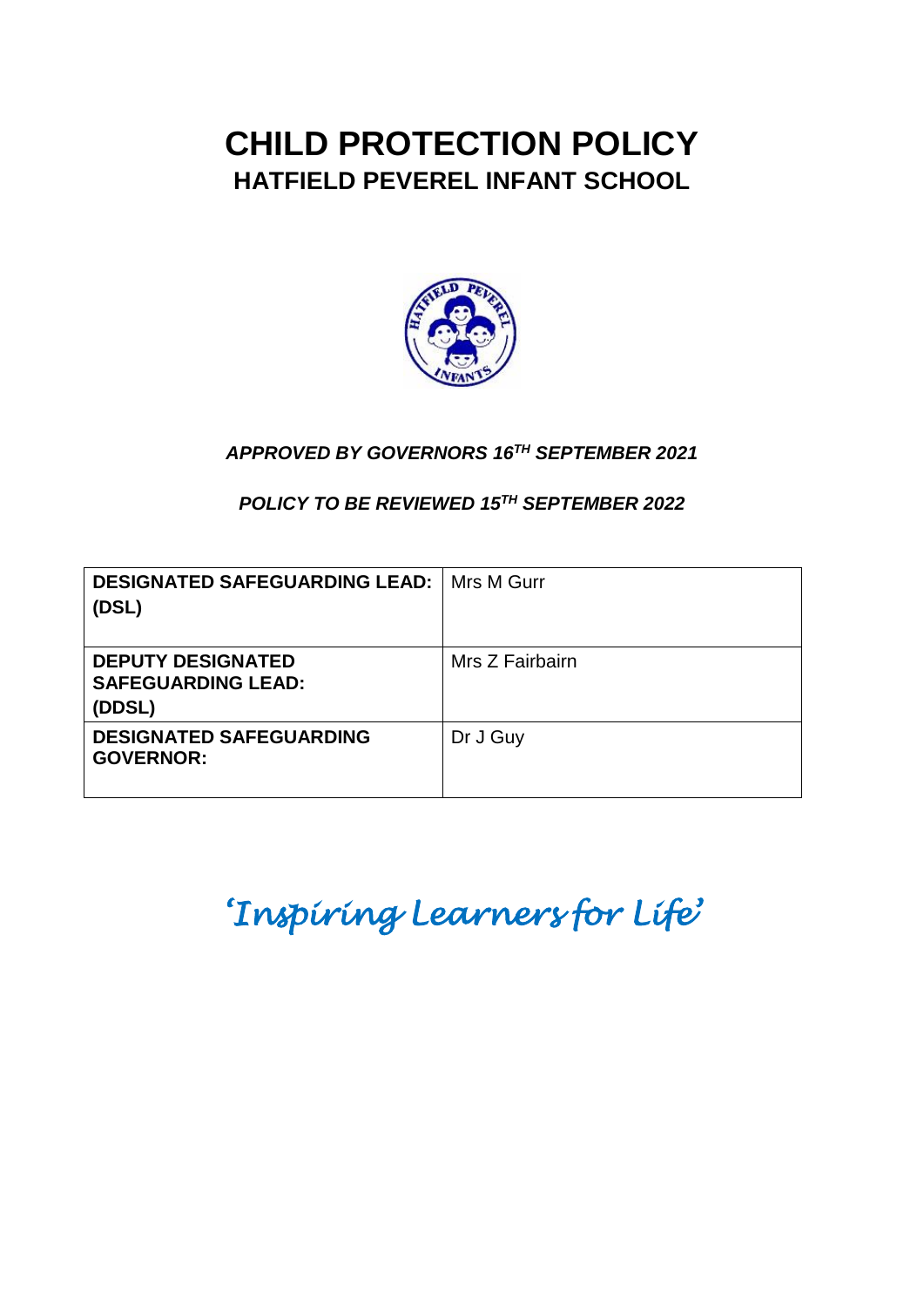# CHILD PROTECTION POLICY

## HATFIELD PEVEREL INFANT SCHOOL

***APPROVED BY GOVERNORS 16TH SEPTEMBER 2021***

***POLICY TO BE REVIEWED 15TH SEPTEMBER 2022***

| | |
|---|---|
| **DESIGNATED SAFEGUARDING LEAD: (DSL)** | Mrs M Gurr |
| **DEPUTY DESIGNATED SAFEGUARDING LEAD: (DDSL)** | Mrs Z Fairbairn |
| **DESIGNATED SAFEGUARDING GOVERNOR:** | Dr J Guy |

*'Inspiring Learners for Life'*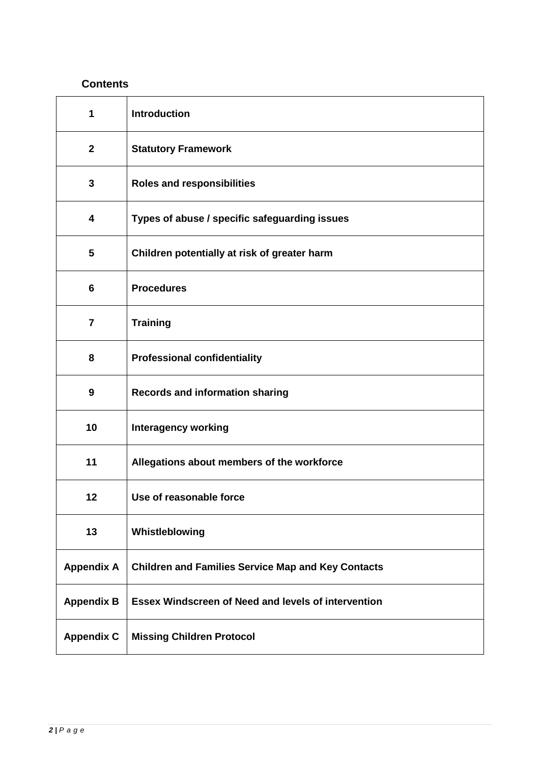**Contents**

| | |
|---|---|
| **1** | **Introduction** |
| **2** | **Statutory Framework** |
| **3** | **Roles and responsibilities** |
| **4** | **Types of abuse / specific safeguarding issues** |
| **5** | **Children potentially at risk of greater harm** |
| **6** | **Procedures** |
| **7** | **Training** |
| **8** | **Professional confidentiality** |
| **9** | **Records and information sharing** |
| **10** | **Interagency working** |
| **11** | **Allegations about members of the workforce** |
| **12** | **Use of reasonable force** |
| **13** | **Whistleblowing** |
| **Appendix A** | **Children and Families Service Map and Key Contacts** |
| **Appendix B** | **Essex Windscreen of Need and levels of intervention** |
| **Appendix C** | **Missing Children Protocol** |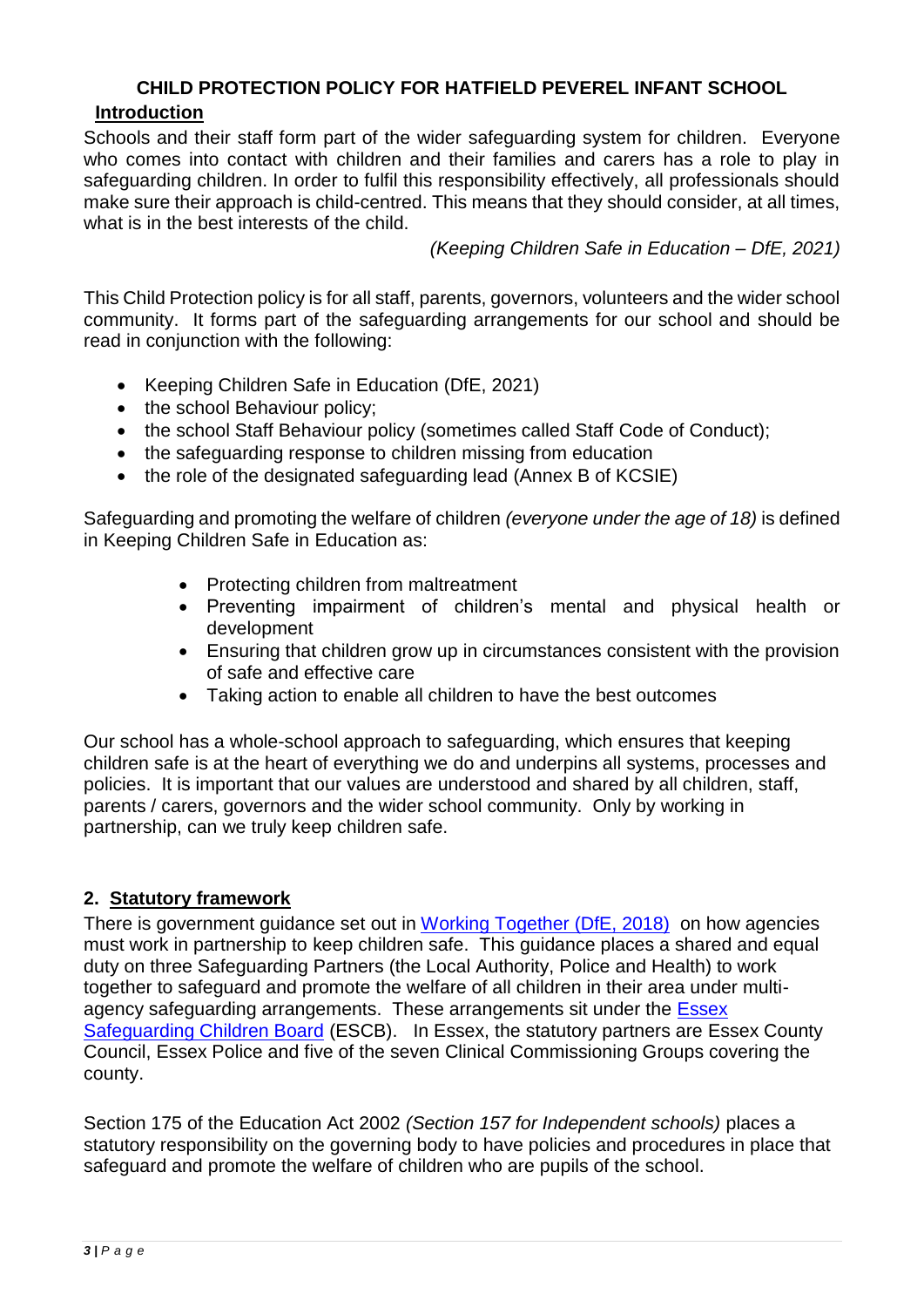# CHILD PROTECTION POLICY FOR HATFIELD PEVEREL INFANT SCHOOL

## Introduction

Schools and their staff form part of the wider safeguarding system for children. Everyone who comes into contact with children and their families and carers has a role to play in safeguarding children. In order to fulfil this responsibility effectively, all professionals should make sure their approach is child-centred. This means that they should consider, at all times, what is in the best interests of the child.

*(Keeping Children Safe in Education – DfE, 2021)*

This Child Protection policy is for all staff, parents, governors, volunteers and the wider school community. It forms part of the safeguarding arrangements for our school and should be read in conjunction with the following:

- Keeping Children Safe in Education (DfE, 2021)
- the school Behaviour policy;
- the school Staff Behaviour policy (sometimes called Staff Code of Conduct);
- the safeguarding response to children missing from education
- the role of the designated safeguarding lead (Annex B of KCSIE)

Safeguarding and promoting the welfare of children *(everyone under the age of 18)* is defined in Keeping Children Safe in Education as:

- Protecting children from maltreatment
- Preventing impairment of children's mental and physical health or development
- Ensuring that children grow up in circumstances consistent with the provision of safe and effective care
- Taking action to enable all children to have the best outcomes

Our school has a whole-school approach to safeguarding, which ensures that keeping children safe is at the heart of everything we do and underpins all systems, processes and policies. It is important that our values are understood and shared by all children, staff, parents / carers, governors and the wider school community. Only by working in partnership, can we truly keep children safe.

## 2. Statutory framework

There is government guidance set out in Working Together (DfE, 2018) on how agencies must work in partnership to keep children safe. This guidance places a shared and equal duty on three Safeguarding Partners (the Local Authority, Police and Health) to work together to safeguard and promote the welfare of all children in their area under multi-agency safeguarding arrangements. These arrangements sit under the Essex Safeguarding Children Board (ESCB). In Essex, the statutory partners are Essex County Council, Essex Police and five of the seven Clinical Commissioning Groups covering the county.

Section 175 of the Education Act 2002 *(Section 157 for Independent schools)* places a statutory responsibility on the governing body to have policies and procedures in place that safeguard and promote the welfare of children who are pupils of the school.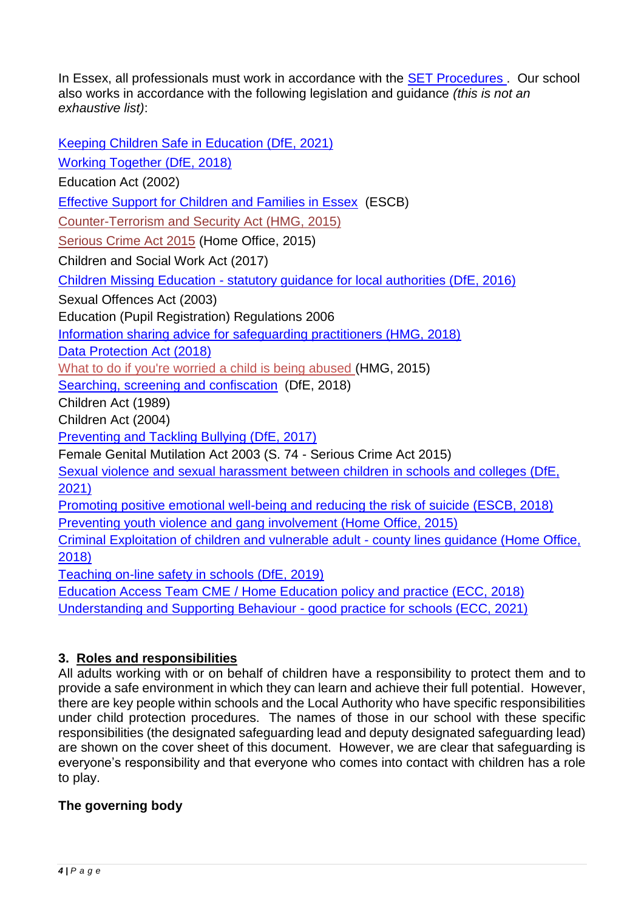In Essex, all professionals must work in accordance with the SET Procedures . Our school also works in accordance with the following legislation and guidance *(this is not an exhaustive list)*:

Keeping Children Safe in Education (DfE, 2021)
Working Together (DfE, 2018)
Education Act (2002)
Effective Support for Children and Families in Essex (ESCB)
Counter-Terrorism and Security Act (HMG, 2015)
Serious Crime Act 2015 (Home Office, 2015)
Children and Social Work Act (2017)
Children Missing Education - statutory guidance for local authorities (DfE, 2016)
Sexual Offences Act (2003)
Education (Pupil Registration) Regulations 2006
Information sharing advice for safeguarding practitioners (HMG, 2018)
Data Protection Act (2018)
What to do if you're worried a child is being abused (HMG, 2015)
Searching, screening and confiscation (DfE, 2018)
Children Act (1989)
Children Act (2004)
Preventing and Tackling Bullying (DfE, 2017)
Female Genital Mutilation Act 2003 (S. 74 - Serious Crime Act 2015)
Sexual violence and sexual harassment between children in schools and colleges (DfE, 2021)
Promoting positive emotional well-being and reducing the risk of suicide (ESCB, 2018)
Preventing youth violence and gang involvement (Home Office, 2015)
Criminal Exploitation of children and vulnerable adult - county lines guidance (Home Office, 2018)
Teaching on-line safety in schools (DfE, 2019)
Education Access Team CME / Home Education policy and practice (ECC, 2018)
Understanding and Supporting Behaviour - good practice for schools (ECC, 2021)

## 3. Roles and responsibilities

All adults working with or on behalf of children have a responsibility to protect them and to provide a safe environment in which they can learn and achieve their full potential. However, there are key people within schools and the Local Authority who have specific responsibilities under child protection procedures. The names of those in our school with these specific responsibilities (the designated safeguarding lead and deputy designated safeguarding lead) are shown on the cover sheet of this document. However, we are clear that safeguarding is everyone's responsibility and that everyone who comes into contact with children has a role to play.

**The governing body**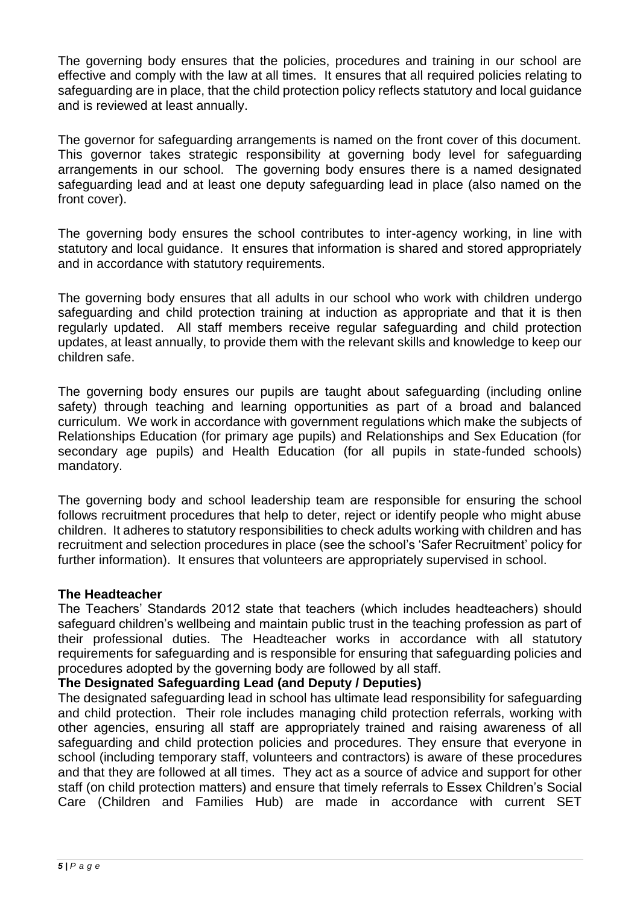The governing body ensures that the policies, procedures and training in our school are effective and comply with the law at all times. It ensures that all required policies relating to safeguarding are in place, that the child protection policy reflects statutory and local guidance and is reviewed at least annually.

The governor for safeguarding arrangements is named on the front cover of this document. This governor takes strategic responsibility at governing body level for safeguarding arrangements in our school. The governing body ensures there is a named designated safeguarding lead and at least one deputy safeguarding lead in place (also named on the front cover).

The governing body ensures the school contributes to inter-agency working, in line with statutory and local guidance. It ensures that information is shared and stored appropriately and in accordance with statutory requirements.

The governing body ensures that all adults in our school who work with children undergo safeguarding and child protection training at induction as appropriate and that it is then regularly updated. All staff members receive regular safeguarding and child protection updates, at least annually, to provide them with the relevant skills and knowledge to keep our children safe.

The governing body ensures our pupils are taught about safeguarding (including online safety) through teaching and learning opportunities as part of a broad and balanced curriculum. We work in accordance with government regulations which make the subjects of Relationships Education (for primary age pupils) and Relationships and Sex Education (for secondary age pupils) and Health Education (for all pupils in state-funded schools) mandatory.

The governing body and school leadership team are responsible for ensuring the school follows recruitment procedures that help to deter, reject or identify people who might abuse children. It adheres to statutory responsibilities to check adults working with children and has recruitment and selection procedures in place (see the school's 'Safer Recruitment' policy for further information). It ensures that volunteers are appropriately supervised in school.

**The Headteacher**

The Teachers' Standards 2012 state that teachers (which includes headteachers) should safeguard children's wellbeing and maintain public trust in the teaching profession as part of their professional duties. The Headteacher works in accordance with all statutory requirements for safeguarding and is responsible for ensuring that safeguarding policies and procedures adopted by the governing body are followed by all staff.

**The Designated Safeguarding Lead (and Deputy / Deputies)**

The designated safeguarding lead in school has ultimate lead responsibility for safeguarding and child protection. Their role includes managing child protection referrals, working with other agencies, ensuring all staff are appropriately trained and raising awareness of all safeguarding and child protection policies and procedures. They ensure that everyone in school (including temporary staff, volunteers and contractors) is aware of these procedures and that they are followed at all times. They act as a source of advice and support for other staff (on child protection matters) and ensure that timely referrals to Essex Children's Social Care (Children and Families Hub) are made in accordance with current SET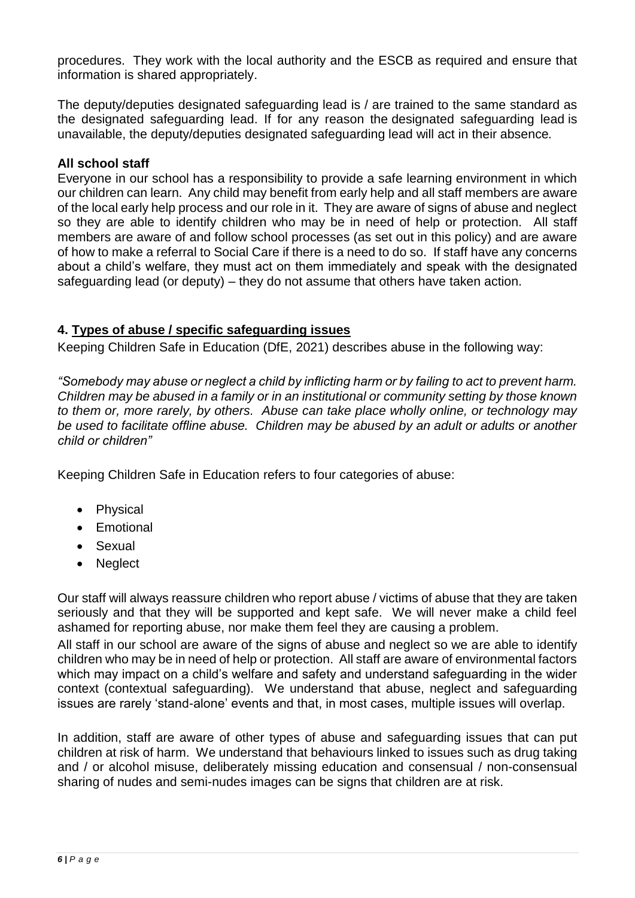procedures. They work with the local authority and the ESCB as required and ensure that information is shared appropriately.

The deputy/deputies designated safeguarding lead is / are trained to the same standard as the designated safeguarding lead. If for any reason the designated safeguarding lead is unavailable, the deputy/deputies designated safeguarding lead will act in their absence.

**All school staff**

Everyone in our school has a responsibility to provide a safe learning environment in which our children can learn. Any child may benefit from early help and all staff members are aware of the local early help process and our role in it. They are aware of signs of abuse and neglect so they are able to identify children who may be in need of help or protection. All staff members are aware of and follow school processes (as set out in this policy) and are aware of how to make a referral to Social Care if there is a need to do so. If staff have any concerns about a child's welfare, they must act on them immediately and speak with the designated safeguarding lead (or deputy) – they do not assume that others have taken action.

## 4. Types of abuse / specific safeguarding issues

Keeping Children Safe in Education (DfE, 2021) describes abuse in the following way:

*"Somebody may abuse or neglect a child by inflicting harm or by failing to act to prevent harm. Children may be abused in a family or in an institutional or community setting by those known to them or, more rarely, by others. Abuse can take place wholly online, or technology may be used to facilitate offline abuse. Children may be abused by an adult or adults or another child or children"*

Keeping Children Safe in Education refers to four categories of abuse:

- Physical
- Emotional
- Sexual
- Neglect

Our staff will always reassure children who report abuse / victims of abuse that they are taken seriously and that they will be supported and kept safe. We will never make a child feel ashamed for reporting abuse, nor make them feel they are causing a problem.

All staff in our school are aware of the signs of abuse and neglect so we are able to identify children who may be in need of help or protection. All staff are aware of environmental factors which may impact on a child's welfare and safety and understand safeguarding in the wider context (contextual safeguarding). We understand that abuse, neglect and safeguarding issues are rarely 'stand-alone' events and that, in most cases, multiple issues will overlap.

In addition, staff are aware of other types of abuse and safeguarding issues that can put children at risk of harm. We understand that behaviours linked to issues such as drug taking and / or alcohol misuse, deliberately missing education and consensual / non-consensual sharing of nudes and semi-nudes images can be signs that children are at risk.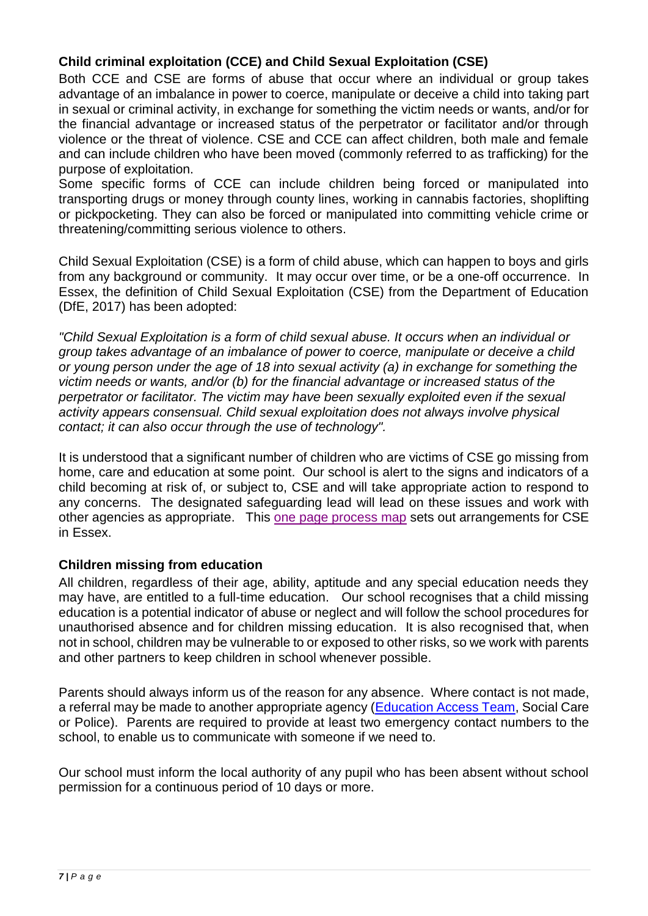**Child criminal exploitation (CCE) and Child Sexual Exploitation (CSE)**

Both CCE and CSE are forms of abuse that occur where an individual or group takes advantage of an imbalance in power to coerce, manipulate or deceive a child into taking part in sexual or criminal activity, in exchange for something the victim needs or wants, and/or for the financial advantage or increased status of the perpetrator or facilitator and/or through violence or the threat of violence. CSE and CCE can affect children, both male and female and can include children who have been moved (commonly referred to as trafficking) for the purpose of exploitation.

Some specific forms of CCE can include children being forced or manipulated into transporting drugs or money through county lines, working in cannabis factories, shoplifting or pickpocketing. They can also be forced or manipulated into committing vehicle crime or threatening/committing serious violence to others.

Child Sexual Exploitation (CSE) is a form of child abuse, which can happen to boys and girls from any background or community. It may occur over time, or be a one-off occurrence. In Essex, the definition of Child Sexual Exploitation (CSE) from the Department of Education (DfE, 2017) has been adopted:

*"Child Sexual Exploitation is a form of child sexual abuse. It occurs when an individual or group takes advantage of an imbalance of power to coerce, manipulate or deceive a child or young person under the age of 18 into sexual activity (a) in exchange for something the victim needs or wants, and/or (b) for the financial advantage or increased status of the perpetrator or facilitator. The victim may have been sexually exploited even if the sexual activity appears consensual. Child sexual exploitation does not always involve physical contact; it can also occur through the use of technology".*

It is understood that a significant number of children who are victims of CSE go missing from home, care and education at some point. Our school is alert to the signs and indicators of a child becoming at risk of, or subject to, CSE and will take appropriate action to respond to any concerns. The designated safeguarding lead will lead on these issues and work with other agencies as appropriate. This one page process map sets out arrangements for CSE in Essex.

**Children missing from education**

All children, regardless of their age, ability, aptitude and any special education needs they may have, are entitled to a full-time education. Our school recognises that a child missing education is a potential indicator of abuse or neglect and will follow the school procedures for unauthorised absence and for children missing education. It is also recognised that, when not in school, children may be vulnerable to or exposed to other risks, so we work with parents and other partners to keep children in school whenever possible.

Parents should always inform us of the reason for any absence. Where contact is not made, a referral may be made to another appropriate agency (Education Access Team, Social Care or Police). Parents are required to provide at least two emergency contact numbers to the school, to enable us to communicate with someone if we need to.

Our school must inform the local authority of any pupil who has been absent without school permission for a continuous period of 10 days or more.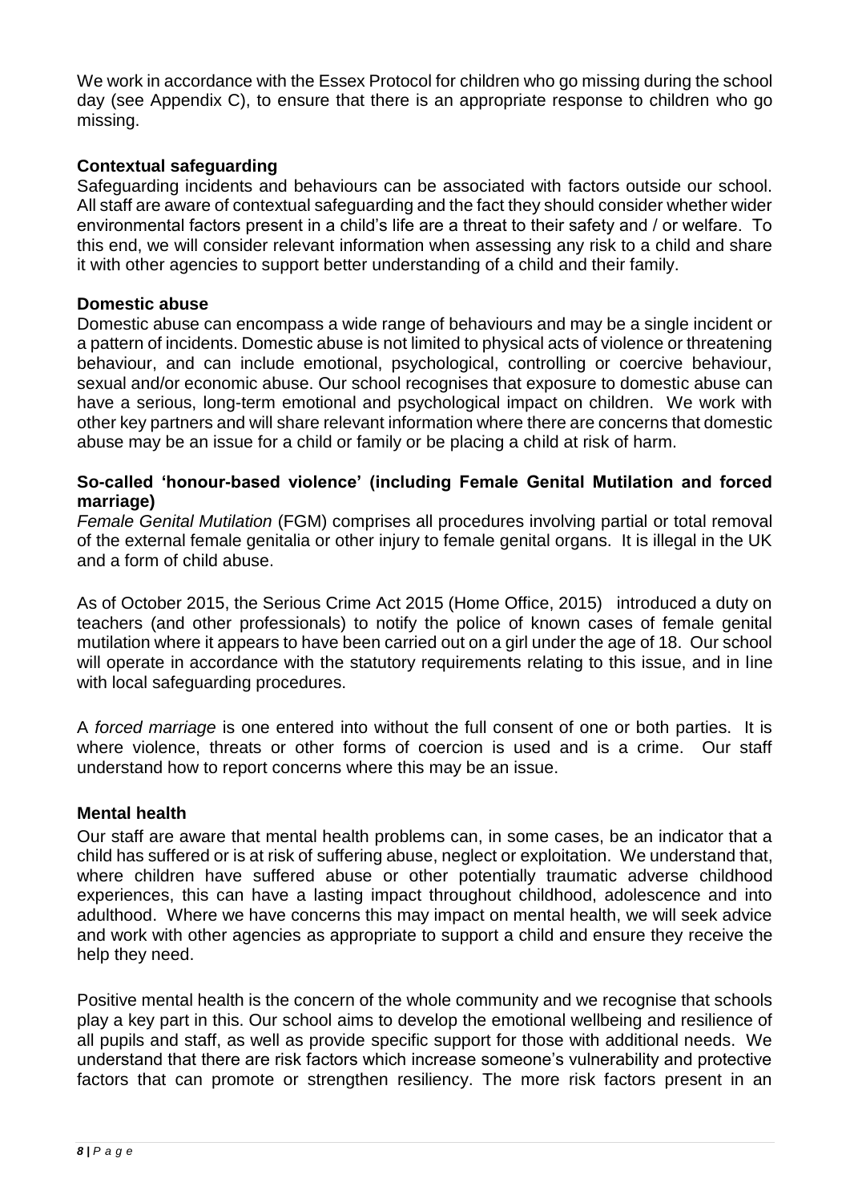We work in accordance with the Essex Protocol for children who go missing during the school day (see Appendix C), to ensure that there is an appropriate response to children who go missing.

### Contextual safeguarding

Safeguarding incidents and behaviours can be associated with factors outside our school. All staff are aware of contextual safeguarding and the fact they should consider whether wider environmental factors present in a child's life are a threat to their safety and / or welfare. To this end, we will consider relevant information when assessing any risk to a child and share it with other agencies to support better understanding of a child and their family.

### Domestic abuse

Domestic abuse can encompass a wide range of behaviours and may be a single incident or a pattern of incidents. Domestic abuse is not limited to physical acts of violence or threatening behaviour, and can include emotional, psychological, controlling or coercive behaviour, sexual and/or economic abuse. Our school recognises that exposure to domestic abuse can have a serious, long-term emotional and psychological impact on children. We work with other key partners and will share relevant information where there are concerns that domestic abuse may be an issue for a child or family or be placing a child at risk of harm.

### So-called 'honour-based violence' (including Female Genital Mutilation and forced marriage)

*Female Genital Mutilation* (FGM) comprises all procedures involving partial or total removal of the external female genitalia or other injury to female genital organs. It is illegal in the UK and a form of child abuse.

As of October 2015, the Serious Crime Act 2015 (Home Office, 2015) introduced a duty on teachers (and other professionals) to notify the police of known cases of female genital mutilation where it appears to have been carried out on a girl under the age of 18. Our school will operate in accordance with the statutory requirements relating to this issue, and in line with local safeguarding procedures.

A *forced marriage* is one entered into without the full consent of one or both parties. It is where violence, threats or other forms of coercion is used and is a crime. Our staff understand how to report concerns where this may be an issue.

### Mental health

Our staff are aware that mental health problems can, in some cases, be an indicator that a child has suffered or is at risk of suffering abuse, neglect or exploitation. We understand that, where children have suffered abuse or other potentially traumatic adverse childhood experiences, this can have a lasting impact throughout childhood, adolescence and into adulthood. Where we have concerns this may impact on mental health, we will seek advice and work with other agencies as appropriate to support a child and ensure they receive the help they need.

Positive mental health is the concern of the whole community and we recognise that schools play a key part in this. Our school aims to develop the emotional wellbeing and resilience of all pupils and staff, as well as provide specific support for those with additional needs. We understand that there are risk factors which increase someone's vulnerability and protective factors that can promote or strengthen resiliency. The more risk factors present in an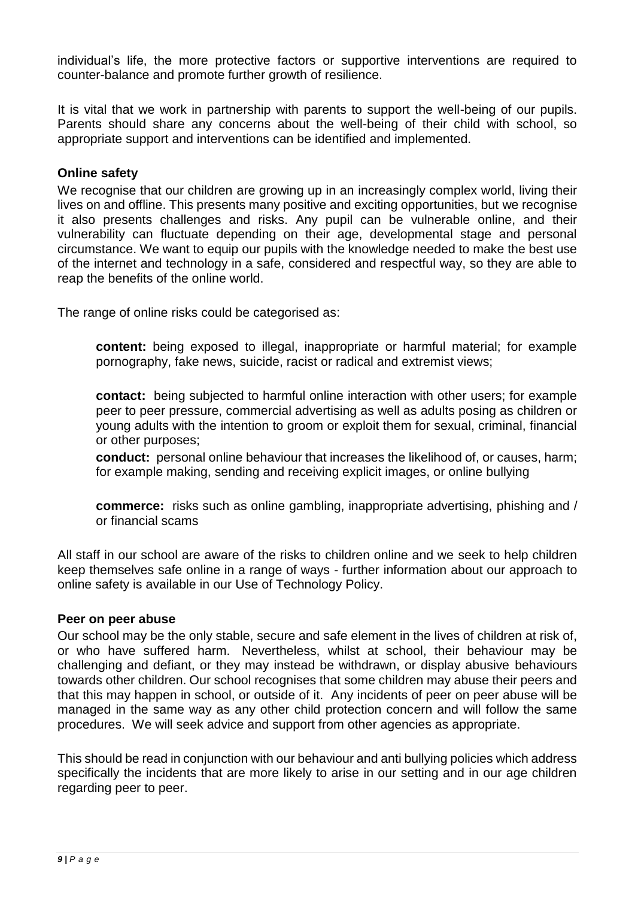individual's life, the more protective factors or supportive interventions are required to counter-balance and promote further growth of resilience.

It is vital that we work in partnership with parents to support the well-being of our pupils. Parents should share any concerns about the well-being of their child with school, so appropriate support and interventions can be identified and implemented.

**Online safety**

We recognise that our children are growing up in an increasingly complex world, living their lives on and offline. This presents many positive and exciting opportunities, but we recognise it also presents challenges and risks. Any pupil can be vulnerable online, and their vulnerability can fluctuate depending on their age, developmental stage and personal circumstance. We want to equip our pupils with the knowledge needed to make the best use of the internet and technology in a safe, considered and respectful way, so they are able to reap the benefits of the online world.

The range of online risks could be categorised as:

> **content:** being exposed to illegal, inappropriate or harmful material; for example pornography, fake news, suicide, racist or radical and extremist views;
>
> **contact:** being subjected to harmful online interaction with other users; for example peer to peer pressure, commercial advertising as well as adults posing as children or young adults with the intention to groom or exploit them for sexual, criminal, financial or other purposes;
>
> **conduct:** personal online behaviour that increases the likelihood of, or causes, harm; for example making, sending and receiving explicit images, or online bullying
>
> **commerce:** risks such as online gambling, inappropriate advertising, phishing and / or financial scams

All staff in our school are aware of the risks to children online and we seek to help children keep themselves safe online in a range of ways - further information about our approach to online safety is available in our Use of Technology Policy.

**Peer on peer abuse**

Our school may be the only stable, secure and safe element in the lives of children at risk of, or who have suffered harm. Nevertheless, whilst at school, their behaviour may be challenging and defiant, or they may instead be withdrawn, or display abusive behaviours towards other children. Our school recognises that some children may abuse their peers and that this may happen in school, or outside of it. Any incidents of peer on peer abuse will be managed in the same way as any other child protection concern and will follow the same procedures. We will seek advice and support from other agencies as appropriate.

This should be read in conjunction with our behaviour and anti bullying policies which address specifically the incidents that are more likely to arise in our setting and in our age children regarding peer to peer.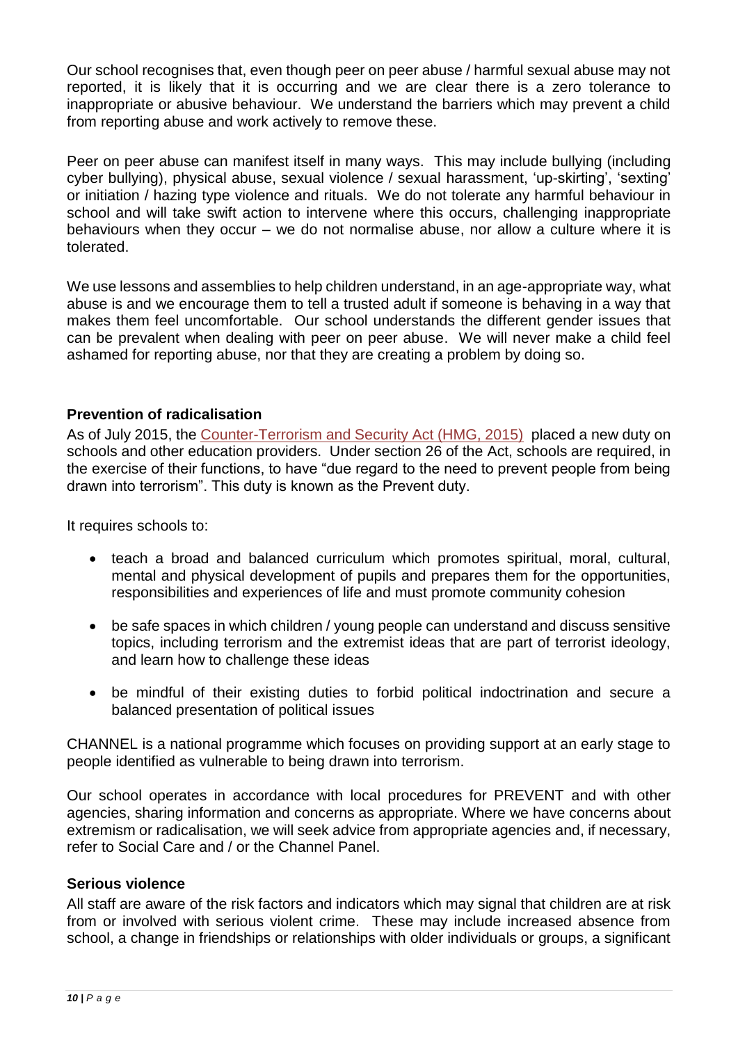Our school recognises that, even though peer on peer abuse / harmful sexual abuse may not reported, it is likely that it is occurring and we are clear there is a zero tolerance to inappropriate or abusive behaviour. We understand the barriers which may prevent a child from reporting abuse and work actively to remove these.

Peer on peer abuse can manifest itself in many ways. This may include bullying (including cyber bullying), physical abuse, sexual violence / sexual harassment, 'up-skirting', 'sexting' or initiation / hazing type violence and rituals. We do not tolerate any harmful behaviour in school and will take swift action to intervene where this occurs, challenging inappropriate behaviours when they occur – we do not normalise abuse, nor allow a culture where it is tolerated.

We use lessons and assemblies to help children understand, in an age-appropriate way, what abuse is and we encourage them to tell a trusted adult if someone is behaving in a way that makes them feel uncomfortable. Our school understands the different gender issues that can be prevalent when dealing with peer on peer abuse. We will never make a child feel ashamed for reporting abuse, nor that they are creating a problem by doing so.

### Prevention of radicalisation

As of July 2015, the Counter-Terrorism and Security Act (HMG, 2015) placed a new duty on schools and other education providers. Under section 26 of the Act, schools are required, in the exercise of their functions, to have "due regard to the need to prevent people from being drawn into terrorism". This duty is known as the Prevent duty.

It requires schools to:

- teach a broad and balanced curriculum which promotes spiritual, moral, cultural, mental and physical development of pupils and prepares them for the opportunities, responsibilities and experiences of life and must promote community cohesion
- be safe spaces in which children / young people can understand and discuss sensitive topics, including terrorism and the extremist ideas that are part of terrorist ideology, and learn how to challenge these ideas
- be mindful of their existing duties to forbid political indoctrination and secure a balanced presentation of political issues

CHANNEL is a national programme which focuses on providing support at an early stage to people identified as vulnerable to being drawn into terrorism.

Our school operates in accordance with local procedures for PREVENT and with other agencies, sharing information and concerns as appropriate. Where we have concerns about extremism or radicalisation, we will seek advice from appropriate agencies and, if necessary, refer to Social Care and / or the Channel Panel.

### Serious violence

All staff are aware of the risk factors and indicators which may signal that children are at risk from or involved with serious violent crime. These may include increased absence from school, a change in friendships or relationships with older individuals or groups, a significant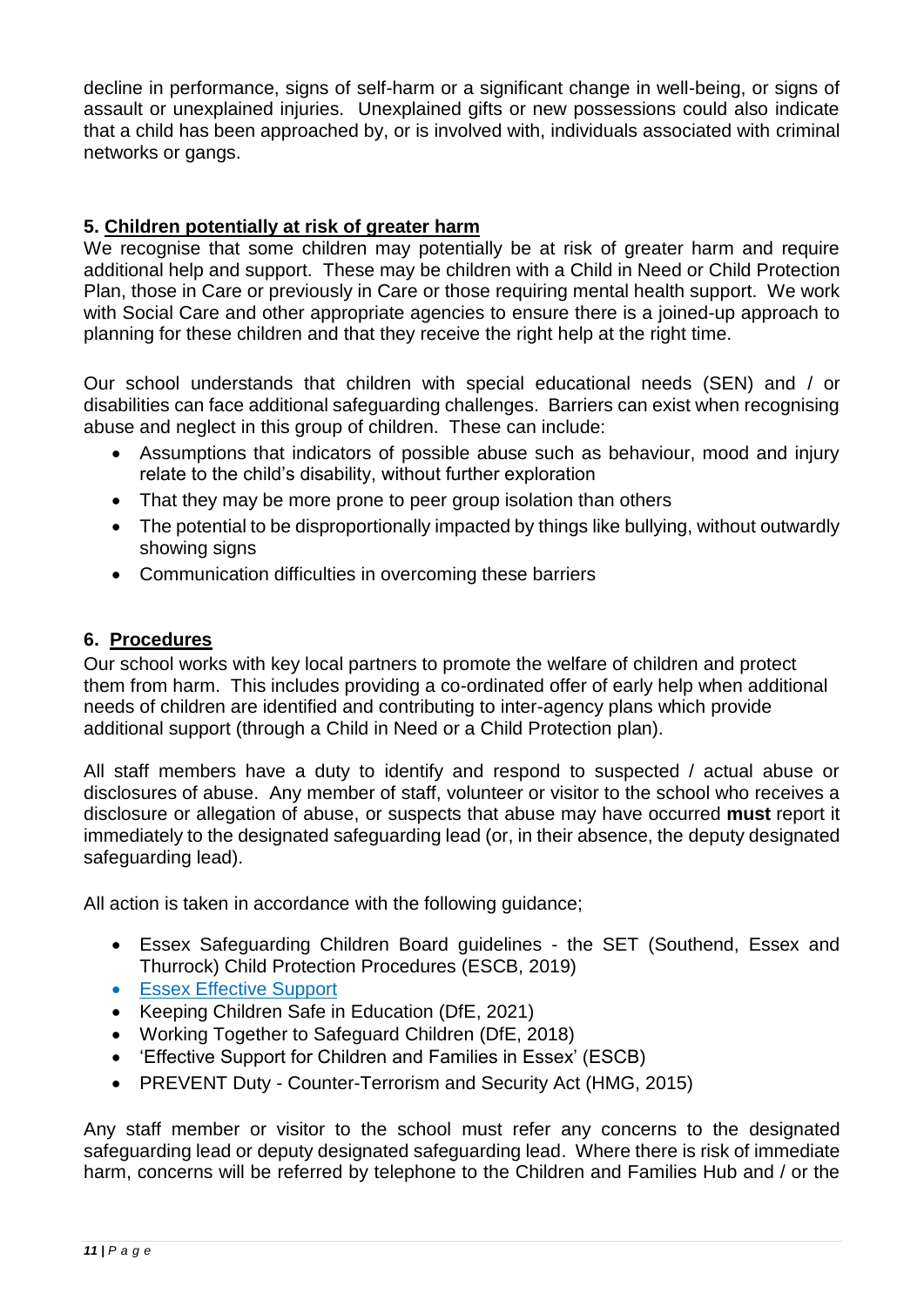decline in performance, signs of self-harm or a significant change in well-being, or signs of assault or unexplained injuries. Unexplained gifts or new possessions could also indicate that a child has been approached by, or is involved with, individuals associated with criminal networks or gangs.

## 5. Children potentially at risk of greater harm

We recognise that some children may potentially be at risk of greater harm and require additional help and support. These may be children with a Child in Need or Child Protection Plan, those in Care or previously in Care or those requiring mental health support. We work with Social Care and other appropriate agencies to ensure there is a joined-up approach to planning for these children and that they receive the right help at the right time.

Our school understands that children with special educational needs (SEN) and / or disabilities can face additional safeguarding challenges. Barriers can exist when recognising abuse and neglect in this group of children. These can include:

- Assumptions that indicators of possible abuse such as behaviour, mood and injury relate to the child's disability, without further exploration
- That they may be more prone to peer group isolation than others
- The potential to be disproportionally impacted by things like bullying, without outwardly showing signs
- Communication difficulties in overcoming these barriers

## 6. Procedures

Our school works with key local partners to promote the welfare of children and protect them from harm. This includes providing a co-ordinated offer of early help when additional needs of children are identified and contributing to inter-agency plans which provide additional support (through a Child in Need or a Child Protection plan).

All staff members have a duty to identify and respond to suspected / actual abuse or disclosures of abuse. Any member of staff, volunteer or visitor to the school who receives a disclosure or allegation of abuse, or suspects that abuse may have occurred **must** report it immediately to the designated safeguarding lead (or, in their absence, the deputy designated safeguarding lead).

All action is taken in accordance with the following guidance;

- Essex Safeguarding Children Board guidelines - the SET (Southend, Essex and Thurrock) Child Protection Procedures (ESCB, 2019)
- Essex Effective Support
- Keeping Children Safe in Education (DfE, 2021)
- Working Together to Safeguard Children (DfE, 2018)
- 'Effective Support for Children and Families in Essex' (ESCB)
- PREVENT Duty - Counter-Terrorism and Security Act (HMG, 2015)

Any staff member or visitor to the school must refer any concerns to the designated safeguarding lead or deputy designated safeguarding lead. Where there is risk of immediate harm, concerns will be referred by telephone to the Children and Families Hub and / or the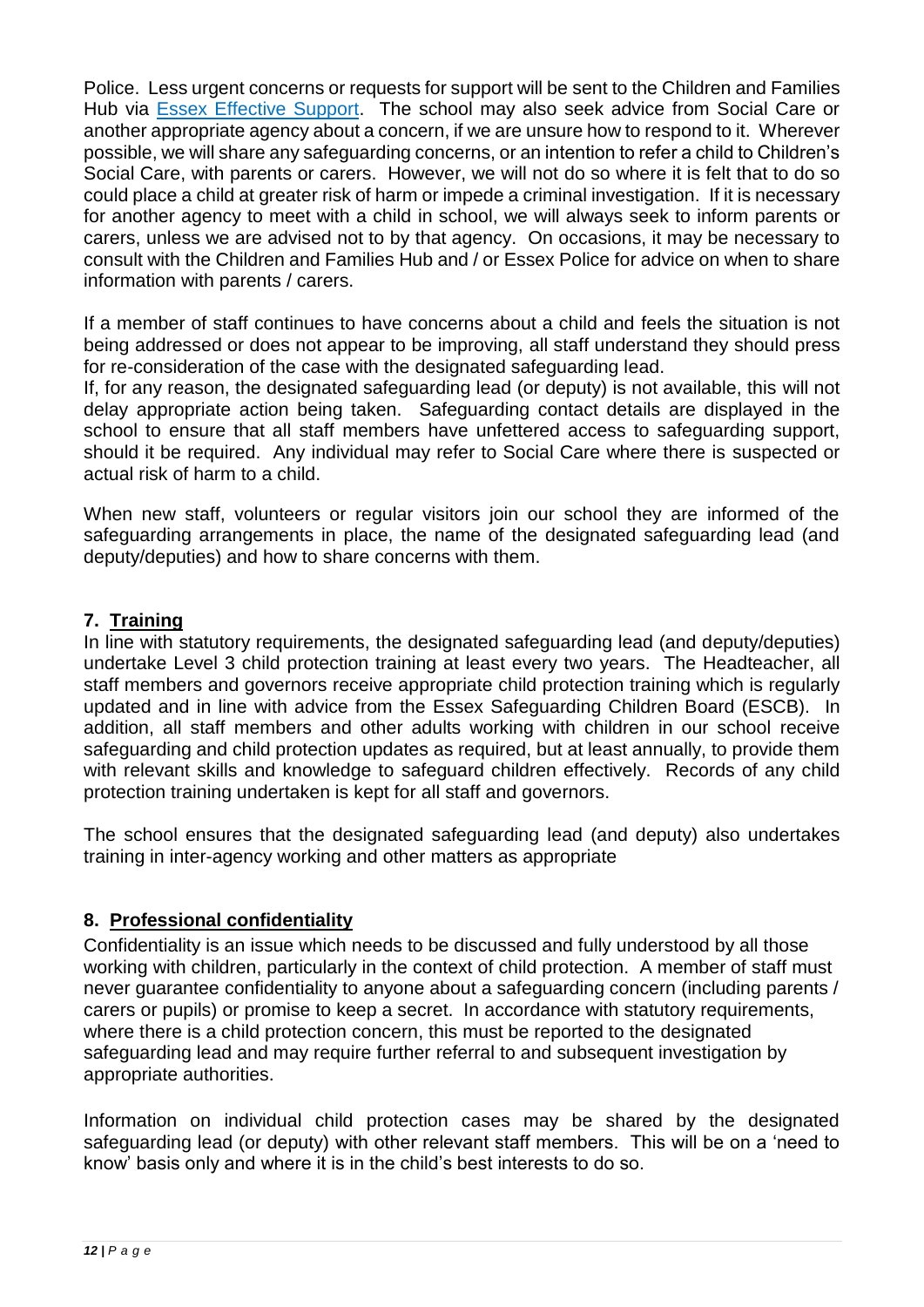Police. Less urgent concerns or requests for support will be sent to the Children and Families Hub via [Essex Effective Support](). The school may also seek advice from Social Care or another appropriate agency about a concern, if we are unsure how to respond to it. Wherever possible, we will share any safeguarding concerns, or an intention to refer a child to Children's Social Care, with parents or carers. However, we will not do so where it is felt that to do so could place a child at greater risk of harm or impede a criminal investigation. If it is necessary for another agency to meet with a child in school, we will always seek to inform parents or carers, unless we are advised not to by that agency. On occasions, it may be necessary to consult with the Children and Families Hub and / or Essex Police for advice on when to share information with parents / carers.

If a member of staff continues to have concerns about a child and feels the situation is not being addressed or does not appear to be improving, all staff understand they should press for re-consideration of the case with the designated safeguarding lead.
If, for any reason, the designated safeguarding lead (or deputy) is not available, this will not delay appropriate action being taken. Safeguarding contact details are displayed in the school to ensure that all staff members have unfettered access to safeguarding support, should it be required. Any individual may refer to Social Care where there is suspected or actual risk of harm to a child.

When new staff, volunteers or regular visitors join our school they are informed of the safeguarding arrangements in place, the name of the designated safeguarding lead (and deputy/deputies) and how to share concerns with them.

## 7. Training

In line with statutory requirements, the designated safeguarding lead (and deputy/deputies) undertake Level 3 child protection training at least every two years. The Headteacher, all staff members and governors receive appropriate child protection training which is regularly updated and in line with advice from the Essex Safeguarding Children Board (ESCB). In addition, all staff members and other adults working with children in our school receive safeguarding and child protection updates as required, but at least annually, to provide them with relevant skills and knowledge to safeguard children effectively. Records of any child protection training undertaken is kept for all staff and governors.

The school ensures that the designated safeguarding lead (and deputy) also undertakes training in inter-agency working and other matters as appropriate

## 8. Professional confidentiality

Confidentiality is an issue which needs to be discussed and fully understood by all those working with children, particularly in the context of child protection. A member of staff must never guarantee confidentiality to anyone about a safeguarding concern (including parents / carers or pupils) or promise to keep a secret. In accordance with statutory requirements, where there is a child protection concern, this must be reported to the designated safeguarding lead and may require further referral to and subsequent investigation by appropriate authorities.

Information on individual child protection cases may be shared by the designated safeguarding lead (or deputy) with other relevant staff members. This will be on a 'need to know' basis only and where it is in the child's best interests to do so.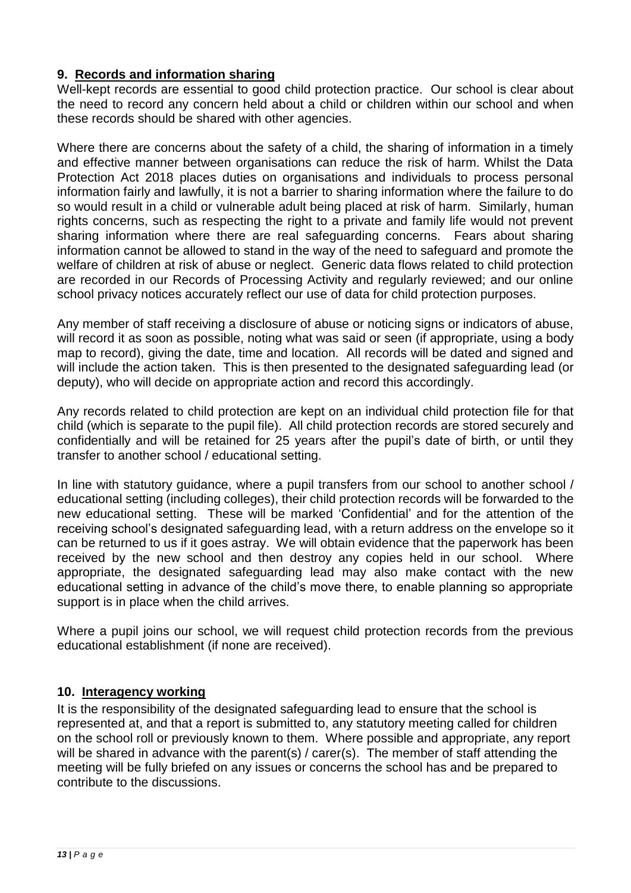## 9. Records and information sharing

Well-kept records are essential to good child protection practice. Our school is clear about the need to record any concern held about a child or children within our school and when these records should be shared with other agencies.

Where there are concerns about the safety of a child, the sharing of information in a timely and effective manner between organisations can reduce the risk of harm. Whilst the Data Protection Act 2018 places duties on organisations and individuals to process personal information fairly and lawfully, it is not a barrier to sharing information where the failure to do so would result in a child or vulnerable adult being placed at risk of harm. Similarly, human rights concerns, such as respecting the right to a private and family life would not prevent sharing information where there are real safeguarding concerns. Fears about sharing information cannot be allowed to stand in the way of the need to safeguard and promote the welfare of children at risk of abuse or neglect. Generic data flows related to child protection are recorded in our Records of Processing Activity and regularly reviewed; and our online school privacy notices accurately reflect our use of data for child protection purposes.

Any member of staff receiving a disclosure of abuse or noticing signs or indicators of abuse, will record it as soon as possible, noting what was said or seen (if appropriate, using a body map to record), giving the date, time and location. All records will be dated and signed and will include the action taken. This is then presented to the designated safeguarding lead (or deputy), who will decide on appropriate action and record this accordingly.

Any records related to child protection are kept on an individual child protection file for that child (which is separate to the pupil file). All child protection records are stored securely and confidentially and will be retained for 25 years after the pupil's date of birth, or until they transfer to another school / educational setting.

In line with statutory guidance, where a pupil transfers from our school to another school / educational setting (including colleges), their child protection records will be forwarded to the new educational setting. These will be marked 'Confidential' and for the attention of the receiving school's designated safeguarding lead, with a return address on the envelope so it can be returned to us if it goes astray. We will obtain evidence that the paperwork has been received by the new school and then destroy any copies held in our school. Where appropriate, the designated safeguarding lead may also make contact with the new educational setting in advance of the child's move there, to enable planning so appropriate support is in place when the child arrives.

Where a pupil joins our school, we will request child protection records from the previous educational establishment (if none are received).

## 10. Interagency working

It is the responsibility of the designated safeguarding lead to ensure that the school is represented at, and that a report is submitted to, any statutory meeting called for children on the school roll or previously known to them. Where possible and appropriate, any report will be shared in advance with the parent(s) / carer(s). The member of staff attending the meeting will be fully briefed on any issues or concerns the school has and be prepared to contribute to the discussions.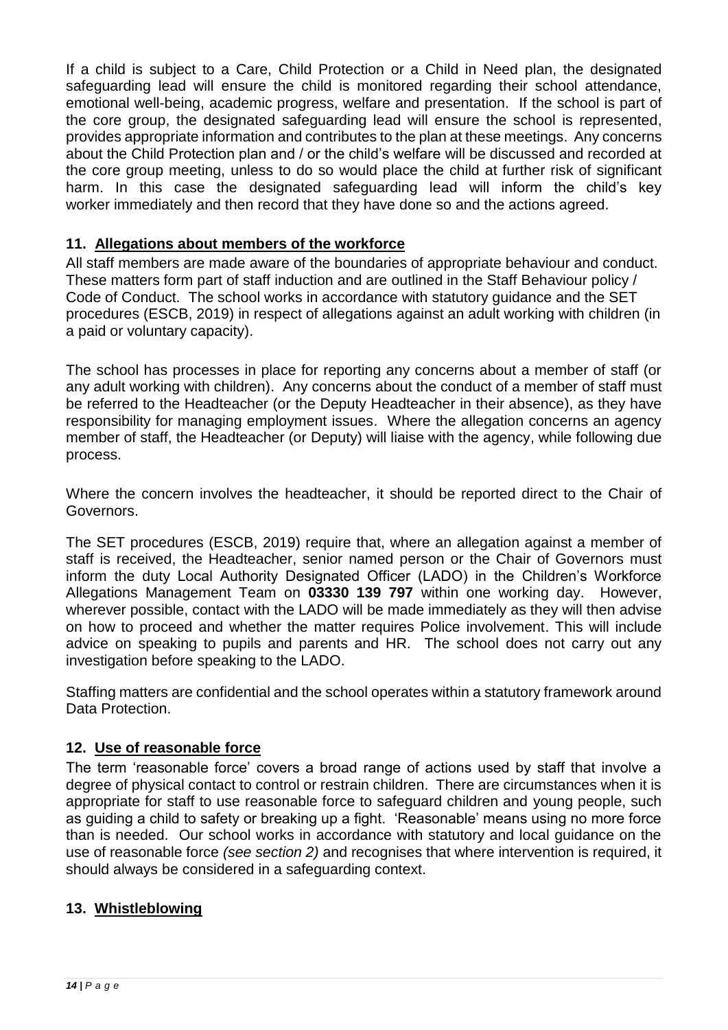If a child is subject to a Care, Child Protection or a Child in Need plan, the designated safeguarding lead will ensure the child is monitored regarding their school attendance, emotional well-being, academic progress, welfare and presentation. If the school is part of the core group, the designated safeguarding lead will ensure the school is represented, provides appropriate information and contributes to the plan at these meetings. Any concerns about the Child Protection plan and / or the child's welfare will be discussed and recorded at the core group meeting, unless to do so would place the child at further risk of significant harm. In this case the designated safeguarding lead will inform the child's key worker immediately and then record that they have done so and the actions agreed.

## 11. Allegations about members of the workforce

All staff members are made aware of the boundaries of appropriate behaviour and conduct. These matters form part of staff induction and are outlined in the Staff Behaviour policy / Code of Conduct. The school works in accordance with statutory guidance and the SET procedures (ESCB, 2019) in respect of allegations against an adult working with children (in a paid or voluntary capacity).

The school has processes in place for reporting any concerns about a member of staff (or any adult working with children). Any concerns about the conduct of a member of staff must be referred to the Headteacher (or the Deputy Headteacher in their absence), as they have responsibility for managing employment issues. Where the allegation concerns an agency member of staff, the Headteacher (or Deputy) will liaise with the agency, while following due process.

Where the concern involves the headteacher, it should be reported direct to the Chair of Governors.

The SET procedures (ESCB, 2019) require that, where an allegation against a member of staff is received, the Headteacher, senior named person or the Chair of Governors must inform the duty Local Authority Designated Officer (LADO) in the Children's Workforce Allegations Management Team on **03330 139 797** within one working day. However, wherever possible, contact with the LADO will be made immediately as they will then advise on how to proceed and whether the matter requires Police involvement. This will include advice on speaking to pupils and parents and HR. The school does not carry out any investigation before speaking to the LADO.

Staffing matters are confidential and the school operates within a statutory framework around Data Protection.

## 12. Use of reasonable force

The term 'reasonable force' covers a broad range of actions used by staff that involve a degree of physical contact to control or restrain children. There are circumstances when it is appropriate for staff to use reasonable force to safeguard children and young people, such as guiding a child to safety or breaking up a fight. 'Reasonable' means using no more force than is needed. Our school works in accordance with statutory and local guidance on the use of reasonable force *(see section 2)* and recognises that where intervention is required, it should always be considered in a safeguarding context.

## 13. Whistleblowing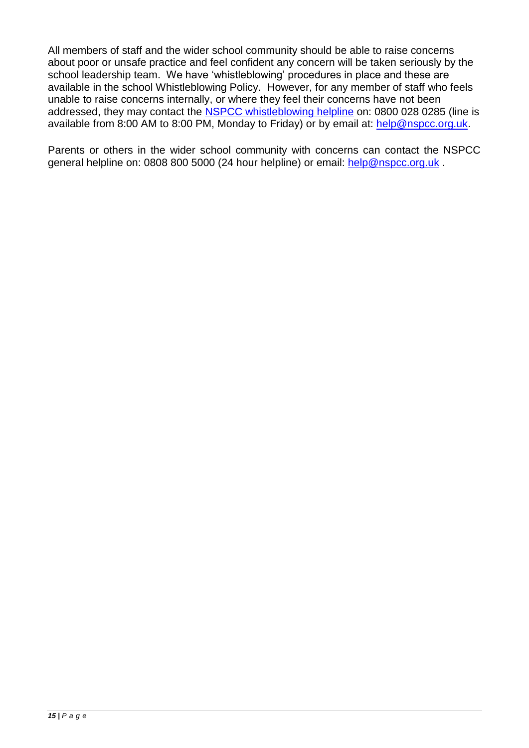All members of staff and the wider school community should be able to raise concerns about poor or unsafe practice and feel confident any concern will be taken seriously by the school leadership team. We have 'whistleblowing' procedures in place and these are available in the school Whistleblowing Policy. However, for any member of staff who feels unable to raise concerns internally, or where they feel their concerns have not been addressed, they may contact the NSPCC whistleblowing helpline on: 0800 028 0285 (line is available from 8:00 AM to 8:00 PM, Monday to Friday) or by email at: help@nspcc.org.uk.

Parents or others in the wider school community with concerns can contact the NSPCC general helpline on: 0808 800 5000 (24 hour helpline) or email: help@nspcc.org.uk .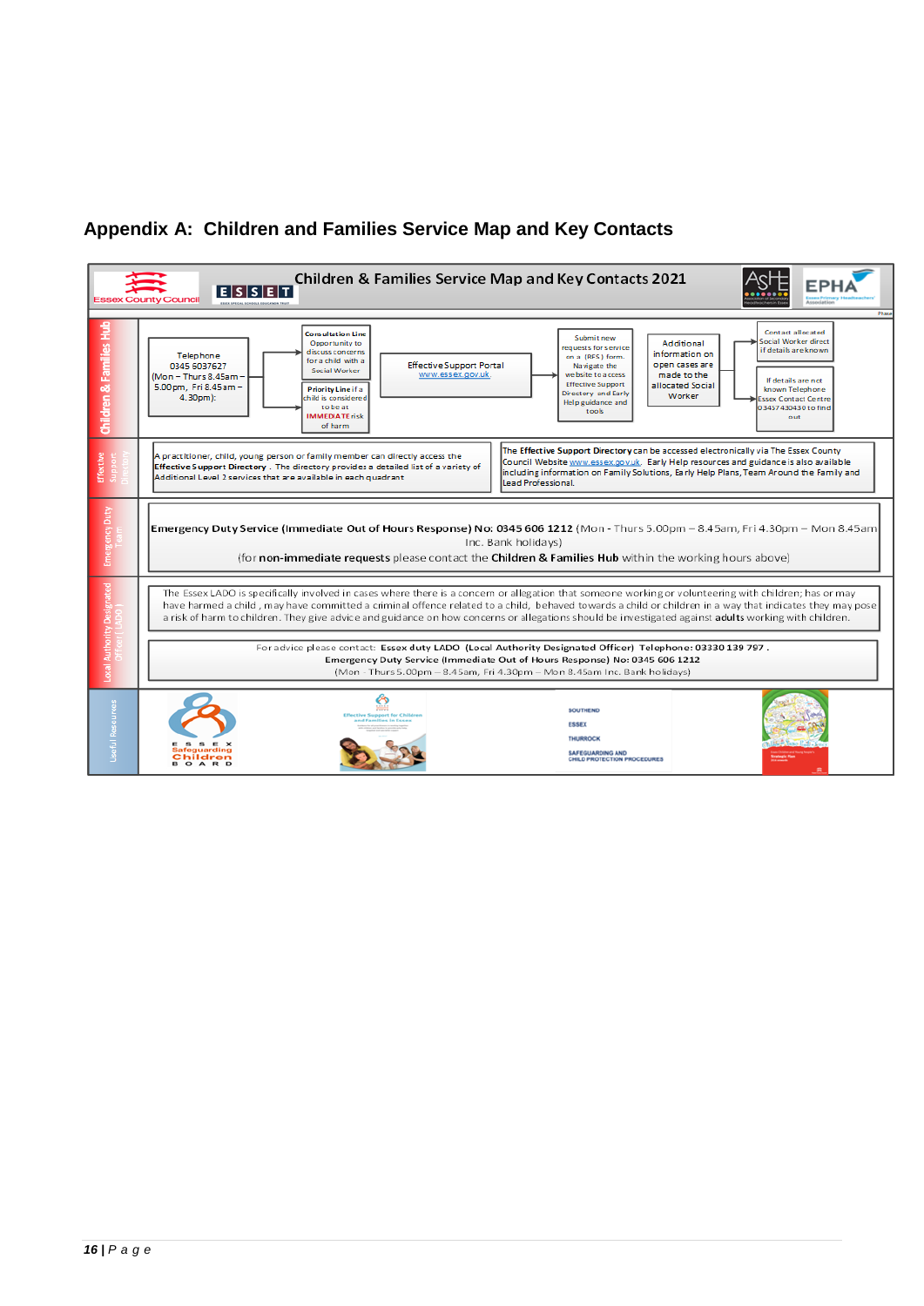## Appendix A: Children and Families Service Map and Key Contacts

**Children & Families Service Map and Key Contacts 2021**

Essex County Council | ESSET | ASHE | EPHA

**Children & Families Hub**

Telephone 0345 6037627 (Mon – Thurs 8.45am – 5.00pm, Fri 8.45am – 4.30pm):

- **Consultation Line** Opportunity to discuss concerns for a child with a Social Worker
- **Priority Line** if a child is considered to be at **IMMEDIATE** risk of harm

Effective Support Portal www.essex.gov.uk

Submit new requests for service on a (RFS) form. Navigate the website to access Effective Support Directory and Early Help guidance and tools

Additional information on open cases are made to the allocated Social Worker

- Contact allocated Social Worker direct if details are known
- If details are not known Telephone Essex Contact Centre 03457430430 to find out

**Effective Support Directory**

A practitioner, child, young person or family member can directly access the **Effective Support Directory**. The directory provides a detailed list of a variety of Additional Level 2 services that are available in each quadrant

The **Effective Support Directory** can be accessed electronically via The Essex County Council Website www.essex.gov.uk. Early Help resources and guidance is also available including information on Family Solutions, Early Help Plans, Team Around the Family and Lead Professional.

**Emergency Duty Team**

**Emergency Duty Service (Immediate Out of Hours Response) No: 0345 606 1212** (Mon - Thurs 5.00pm – 8.45am, Fri 4.30pm – Mon 8.45am Inc. Bank holidays)

(for **non-immediate requests** please contact the **Children & Families Hub** within the working hours above)

**Local Authority Designated Officer (LADO)**

The Essex LADO is specifically involved in cases where there is a concern or allegation that someone working or volunteering with children; has or may have harmed a child, may have committed a criminal offence related to a child, behaved towards a child or children in a way that indicates they may pose a risk of harm to children. They give advice and guidance on how concerns or allegations should be investigated against **adults** working with children.

For advice please contact: **Essex duty LADO (Local Authority Designated Officer) Telephone: 03330 139 797.**
**Emergency Duty Service (Immediate Out of Hours Response) No: 0345 606 1212**
(Mon - Thurs 5.00pm – 8.45am, Fri 4.30pm – Mon 8.45am Inc. Bank holidays)

**Useful Resources**

Essex Safeguarding Children Board | Effective Support for Children and Families in Essex | Southend Essex Thurrock Safeguarding and Child Protection Procedures | Essex Children and Young People's Strategic Plan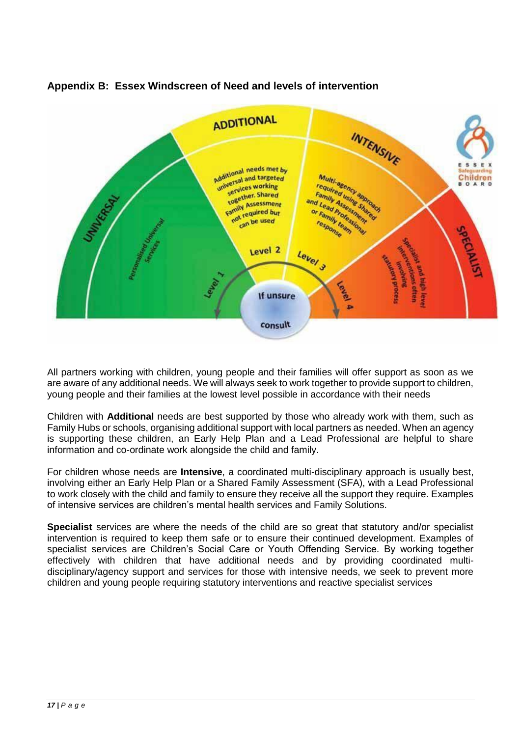## Appendix B: Essex Windscreen of Need and levels of intervention

UNIVERSAL

Personalised Universal Services

Level 1

ADDITIONAL

Additional needs met by universal and targeted services working together. Shared Family Assessment not required but can be used

Level 2

INTENSIVE

Multi-agency approach required using Shared Family Assessment and Lead Professional or Family team response

Level 3

SPECIALIST

Specialist and high level interventions often involving statutory process

Level 4

If unsure consult

ESSEX Safeguarding Children BOARD

All partners working with children, young people and their families will offer support as soon as we are aware of any additional needs. We will always seek to work together to provide support to children, young people and their families at the lowest level possible in accordance with their needs

Children with **Additional** needs are best supported by those who already work with them, such as Family Hubs or schools, organising additional support with local partners as needed. When an agency is supporting these children, an Early Help Plan and a Lead Professional are helpful to share information and co-ordinate work alongside the child and family.

For children whose needs are **Intensive**, a coordinated multi-disciplinary approach is usually best, involving either an Early Help Plan or a Shared Family Assessment (SFA), with a Lead Professional to work closely with the child and family to ensure they receive all the support they require. Examples of intensive services are children's mental health services and Family Solutions.

**Specialist** services are where the needs of the child are so great that statutory and/or specialist intervention is required to keep them safe or to ensure their continued development. Examples of specialist services are Children's Social Care or Youth Offending Service. By working together effectively with children that have additional needs and by providing coordinated multi-disciplinary/agency support and services for those with intensive needs, we seek to prevent more children and young people requiring statutory interventions and reactive specialist services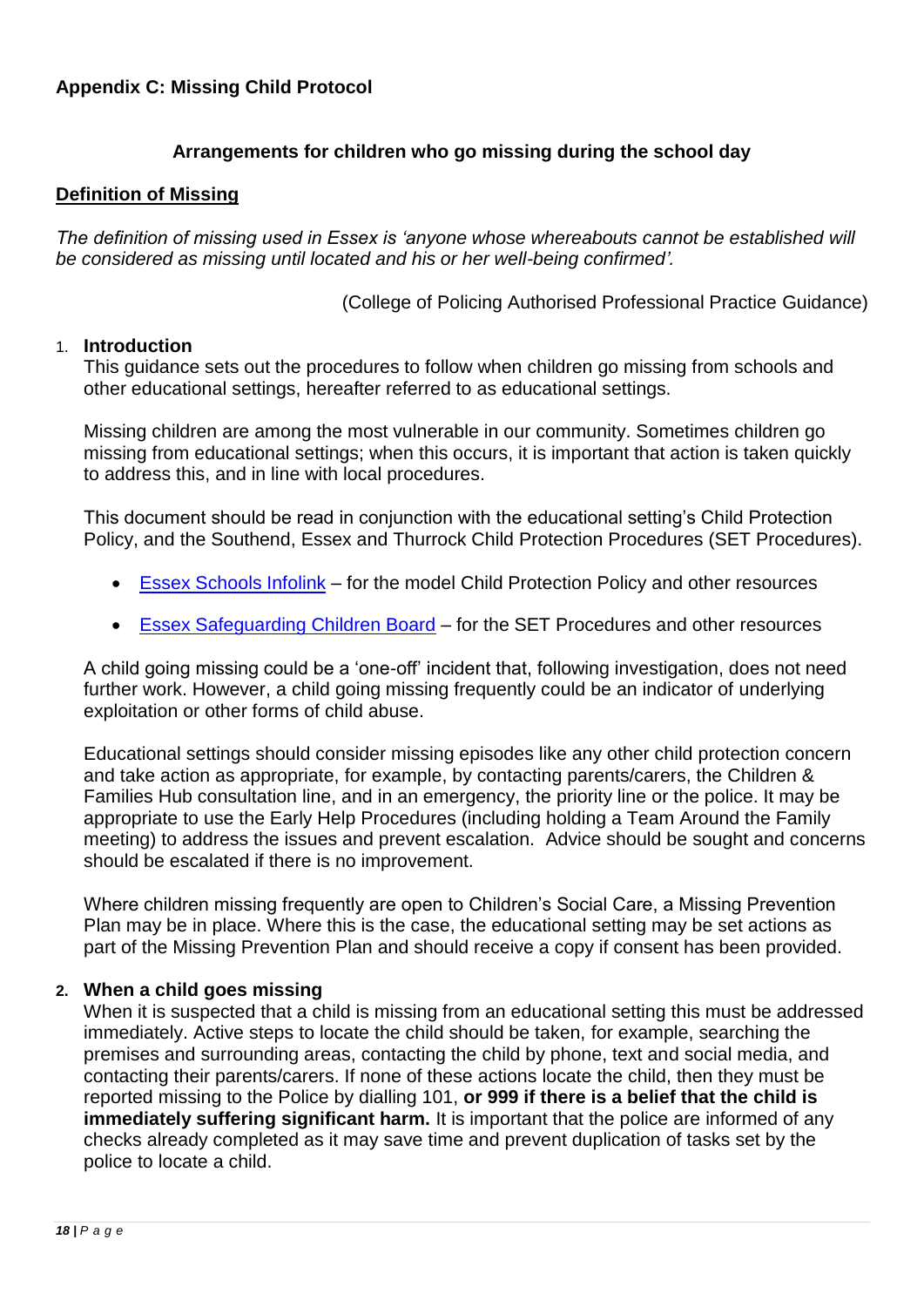## Appendix C: Missing Child Protocol

### Arrangements for children who go missing during the school day

**Definition of Missing**

*The definition of missing used in Essex is 'anyone whose whereabouts cannot be established will be considered as missing until located and his or her well-being confirmed'.*

(College of Policing Authorised Professional Practice Guidance)

1. **Introduction**

   This guidance sets out the procedures to follow when children go missing from schools and other educational settings, hereafter referred to as educational settings.

   Missing children are among the most vulnerable in our community. Sometimes children go missing from educational settings; when this occurs, it is important that action is taken quickly to address this, and in line with local procedures.

   This document should be read in conjunction with the educational setting's Child Protection Policy, and the Southend, Essex and Thurrock Child Protection Procedures (SET Procedures).

   - Essex Schools Infolink – for the model Child Protection Policy and other resources
   - Essex Safeguarding Children Board – for the SET Procedures and other resources

   A child going missing could be a 'one-off' incident that, following investigation, does not need further work. However, a child going missing frequently could be an indicator of underlying exploitation or other forms of child abuse.

   Educational settings should consider missing episodes like any other child protection concern and take action as appropriate, for example, by contacting parents/carers, the Children & Families Hub consultation line, and in an emergency, the priority line or the police. It may be appropriate to use the Early Help Procedures (including holding a Team Around the Family meeting) to address the issues and prevent escalation. Advice should be sought and concerns should be escalated if there is no improvement.

   Where children missing frequently are open to Children's Social Care, a Missing Prevention Plan may be in place. Where this is the case, the educational setting may be set actions as part of the Missing Prevention Plan and should receive a copy if consent has been provided.

2. **When a child goes missing**

   When it is suspected that a child is missing from an educational setting this must be addressed immediately. Active steps to locate the child should be taken, for example, searching the premises and surrounding areas, contacting the child by phone, text and social media, and contacting their parents/carers. If none of these actions locate the child, then they must be reported missing to the Police by dialling 101, **or 999 if there is a belief that the child is immediately suffering significant harm.** It is important that the police are informed of any checks already completed as it may save time and prevent duplication of tasks set by the police to locate a child.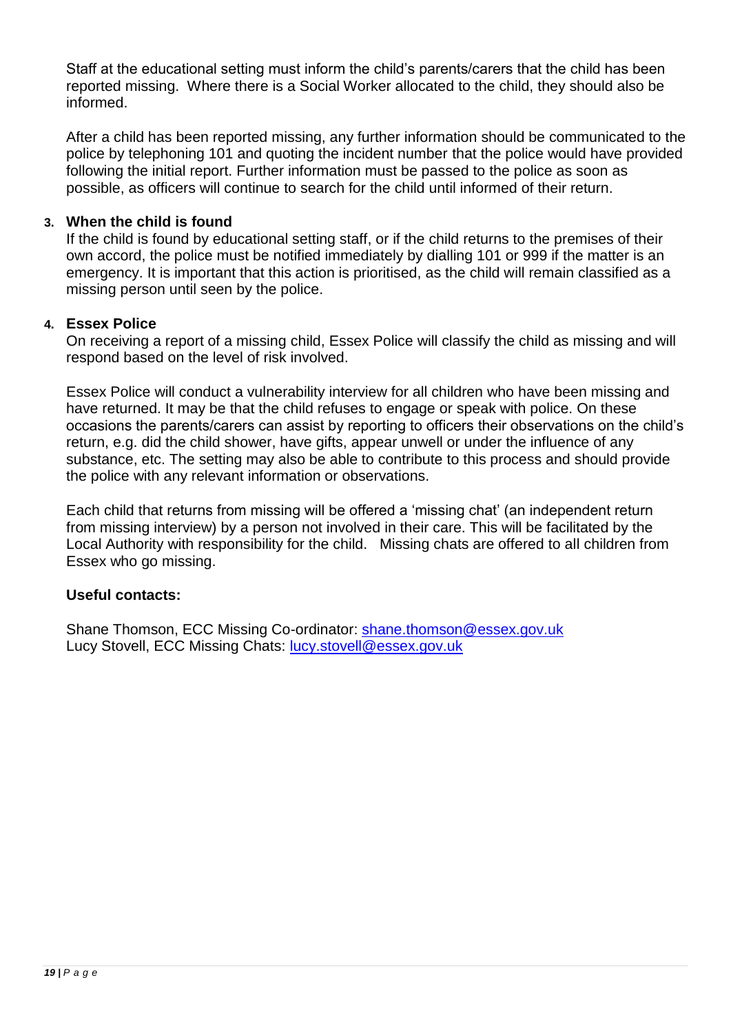Staff at the educational setting must inform the child's parents/carers that the child has been reported missing. Where there is a Social Worker allocated to the child, they should also be informed.

After a child has been reported missing, any further information should be communicated to the police by telephoning 101 and quoting the incident number that the police would have provided following the initial report. Further information must be passed to the police as soon as possible, as officers will continue to search for the child until informed of their return.

### 3. When the child is found

If the child is found by educational setting staff, or if the child returns to the premises of their own accord, the police must be notified immediately by dialling 101 or 999 if the matter is an emergency. It is important that this action is prioritised, as the child will remain classified as a missing person until seen by the police.

### 4. Essex Police

On receiving a report of a missing child, Essex Police will classify the child as missing and will respond based on the level of risk involved.

Essex Police will conduct a vulnerability interview for all children who have been missing and have returned. It may be that the child refuses to engage or speak with police. On these occasions the parents/carers can assist by reporting to officers their observations on the child's return, e.g. did the child shower, have gifts, appear unwell or under the influence of any substance, etc. The setting may also be able to contribute to this process and should provide the police with any relevant information or observations.

Each child that returns from missing will be offered a 'missing chat' (an independent return from missing interview) by a person not involved in their care. This will be facilitated by the Local Authority with responsibility for the child. Missing chats are offered to all children from Essex who go missing.

**Useful contacts:**

Shane Thomson, ECC Missing Co-ordinator: shane.thomson@essex.gov.uk
Lucy Stovell, ECC Missing Chats: lucy.stovell@essex.gov.uk